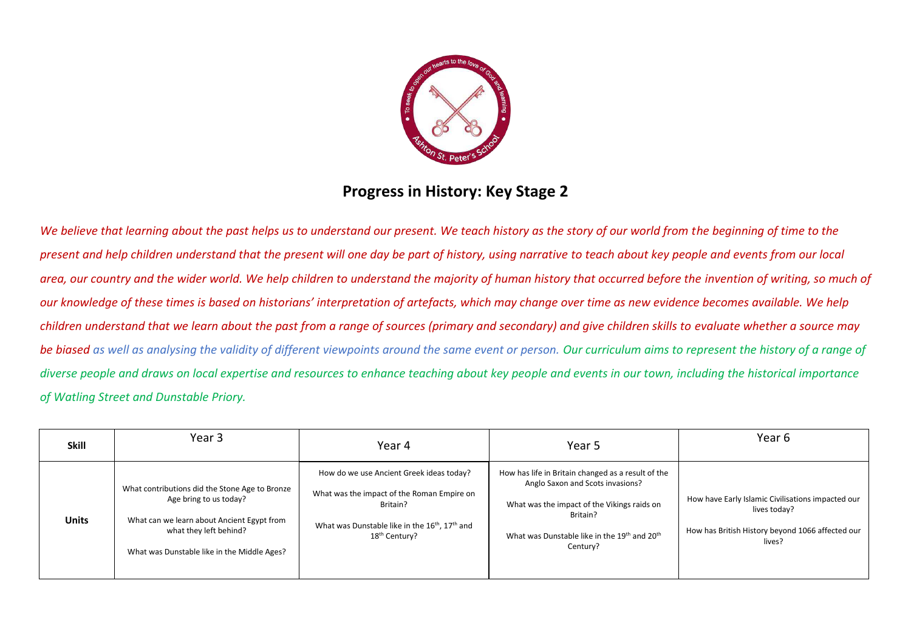# Progress in History: Key Stage 2

*We believe that learning about the past helps us to understand our present. We teach history as the story of our world from the beginning of time to the present and help children understand that the present will one day be part of history, using narrative to teach about key people and events from our local area, our country and the wider world. We help children to understand the majority of human history that occurred before the invention of writing, so much of our knowledge of these times is based on historians' interpretation of artefacts, which may change over time as new evidence becomes available. We help children understand that we learn about the past from a range of sources (primary and secondary) and give children skills to evaluate whether a source may be biased as well as analysing the validity of different viewpoints around the same event or person. Our curriculum aims to represent the history of a range of diverse people and draws on local expertise and resources to enhance teaching about key people and events in our town, including the historical importance of Watling Street and Dunstable Priory.*

| **Skill** | Year 3 | Year 4 | Year 5 | Year 6 |
|---|---|---|---|---|
| **Units** | What contributions did the Stone Age to Bronze Age bring to us today?<br><br>What can we learn about Ancient Egypt from what they left behind?<br><br>What was Dunstable like in the Middle Ages? | How do we use Ancient Greek ideas today?<br><br>What was the impact of the Roman Empire on Britain?<br><br>What was Dunstable like in the 16th, 17th and 18th Century? | How has life in Britain changed as a result of the Anglo Saxon and Scots invasions?<br><br>What was the impact of the Vikings raids on Britain?<br><br>What was Dunstable like in the 19th and 20th Century? | How have Early Islamic Civilisations impacted our lives today?<br><br>How has British History beyond 1066 affected our lives? |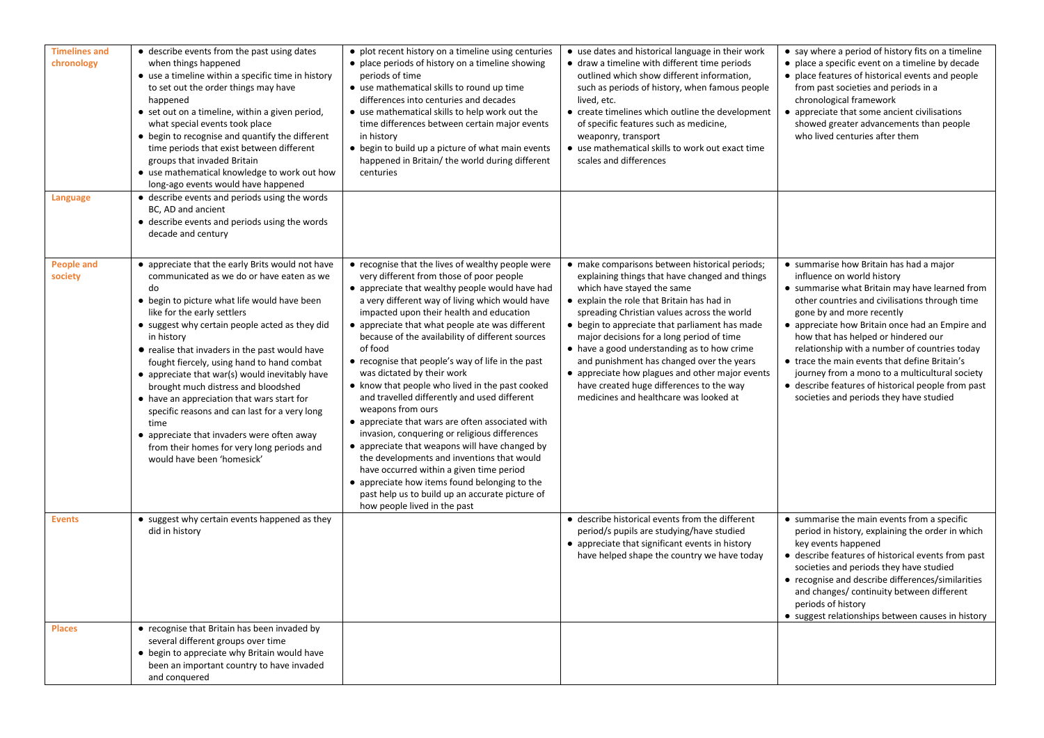| | | | | |
|---|---|---|---|---|
| **Timelines and chronology** | • describe events from the past using dates when things happened<br>• use a timeline within a specific time in history to set out the order things may have happened<br>• set out on a timeline, within a given period, what special events took place<br>• begin to recognise and quantify the different time periods that exist between different groups that invaded Britain<br>• use mathematical knowledge to work out how long-ago events would have happened | • plot recent history on a timeline using centuries<br>• place periods of history on a timeline showing periods of time<br>• use mathematical skills to round up time differences into centuries and decades<br>• use mathematical skills to help work out the time differences between certain major events in history<br>• begin to build up a picture of what main events happened in Britain/ the world during different centuries | • use dates and historical language in their work<br>• draw a timeline with different time periods outlined which show different information, such as periods of history, when famous people lived, etc.<br>• create timelines which outline the development of specific features such as medicine, weaponry, transport<br>• use mathematical skills to work out exact time scales and differences | • say where a period of history fits on a timeline<br>• place a specific event on a timeline by decade<br>• place features of historical events and people from past societies and periods in a chronological framework<br>• appreciate that some ancient civilisations showed greater advancements than people who lived centuries after them |
| **Language** | • describe events and periods using the words BC, AD and ancient<br>• describe events and periods using the words decade and century | | | |
| **People and society** | • appreciate that the early Brits would not have communicated as we do or have eaten as we do<br>• begin to picture what life would have been like for the early settlers<br>• suggest why certain people acted as they did in history<br>• realise that invaders in the past would have fought fiercely, using hand to hand combat<br>• appreciate that war(s) would inevitably have brought much distress and bloodshed<br>• have an appreciation that wars start for specific reasons and can last for a very long time<br>• appreciate that invaders were often away from their homes for very long periods and would have been 'homesick' | • recognise that the lives of wealthy people were very different from those of poor people<br>• appreciate that wealthy people would have had a very different way of living which would have impacted upon their health and education<br>• appreciate that what people ate was different because of the availability of different sources of food<br>• recognise that people's way of life in the past was dictated by their work<br>• know that people who lived in the past cooked and travelled differently and used different weapons from ours<br>• appreciate that wars are often associated with invasion, conquering or religious differences<br>• appreciate that weapons will have changed by the developments and inventions that would have occurred within a given time period<br>• appreciate how items found belonging to the past help us to build up an accurate picture of how people lived in the past | • make comparisons between historical periods; explaining things that have changed and things which have stayed the same<br>• explain the role that Britain has had in spreading Christian values across the world<br>• begin to appreciate that parliament has made major decisions for a long period of time<br>• have a good understanding as to how crime and punishment has changed over the years<br>• appreciate how plagues and other major events have created huge differences to the way medicines and healthcare was looked at | • summarise how Britain has had a major influence on world history<br>• summarise what Britain may have learned from other countries and civilisations through time gone by and more recently<br>• appreciate how Britain once had an Empire and how that has helped or hindered our relationship with a number of countries today<br>• trace the main events that define Britain's journey from a mono to a multicultural society<br>• describe features of historical people from past societies and periods they have studied |
| **Events** | • suggest why certain events happened as they did in history | | • describe historical events from the different period/s pupils are studying/have studied<br>• appreciate that significant events in history have helped shape the country we have today | • summarise the main events from a specific period in history, explaining the order in which key events happened<br>• describe features of historical events from past societies and periods they have studied<br>• recognise and describe differences/similarities and changes/ continuity between different periods of history<br>• suggest relationships between causes in history |
| **Places** | • recognise that Britain has been invaded by several different groups over time<br>• begin to appreciate why Britain would have been an important country to have invaded and conquered | | | |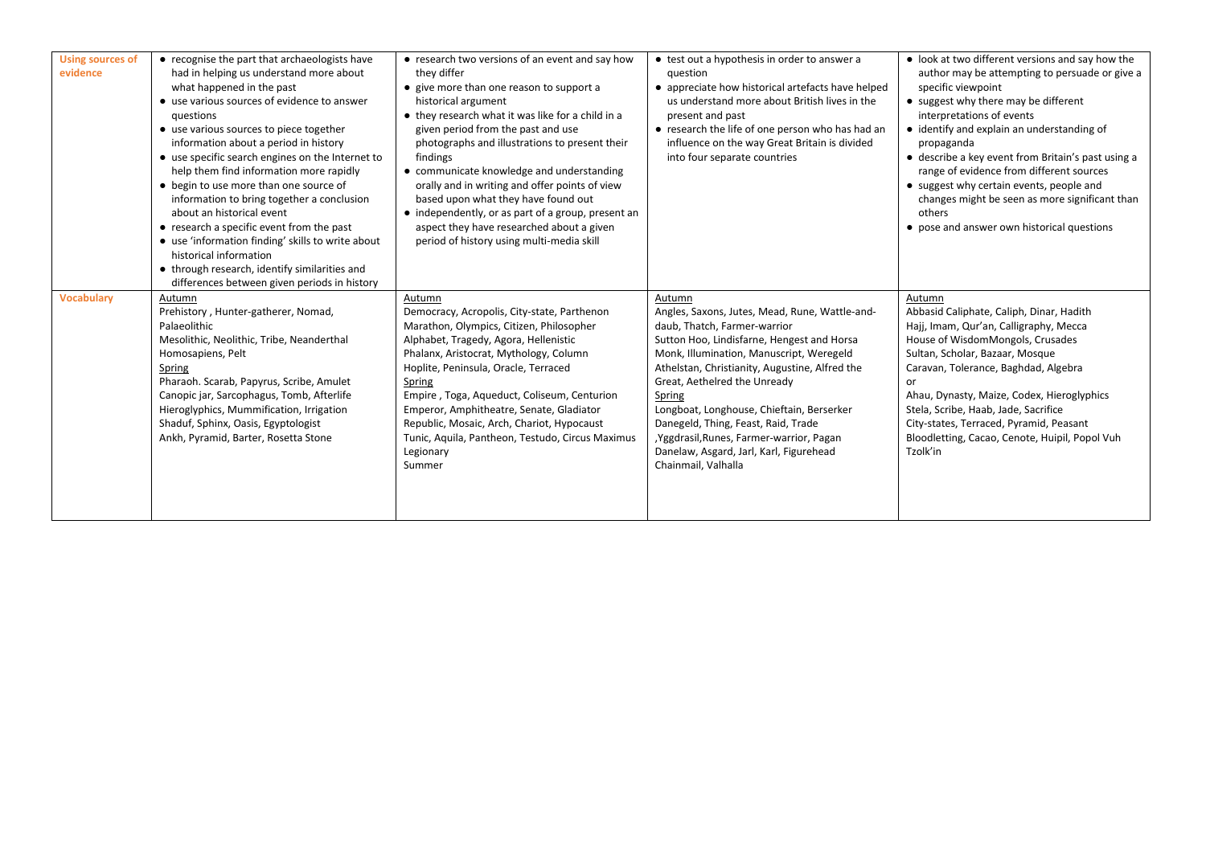| | | | | |
|---|---|---|---|---|
| **Using sources of evidence** | • recognise the part that archaeologists have had in helping us understand more about what happened in the past<br>• use various sources of evidence to answer questions<br>• use various sources to piece together information about a period in history<br>• use specific search engines on the Internet to help them find information more rapidly<br>• begin to use more than one source of information to bring together a conclusion about an historical event<br>• research a specific event from the past<br>• use 'information finding' skills to write about historical information<br>• through research, identify similarities and differences between given periods in history | • research two versions of an event and say how they differ<br>• give more than one reason to support a historical argument<br>• they research what it was like for a child in a given period from the past and use photographs and illustrations to present their findings<br>• communicate knowledge and understanding orally and in writing and offer points of view based upon what they have found out<br>• independently, or as part of a group, present an aspect they have researched about a given period of history using multi-media skill | • test out a hypothesis in order to answer a question<br>• appreciate how historical artefacts have helped us understand more about British lives in the present and past<br>• research the life of one person who has had an influence on the way Great Britain is divided into four separate countries | • look at two different versions and say how the author may be attempting to persuade or give a specific viewpoint<br>• suggest why there may be different interpretations of events<br>• identify and explain an understanding of propaganda<br>• describe a key event from Britain's past using a range of evidence from different sources<br>• suggest why certain events, people and changes might be seen as more significant than others<br>• pose and answer own historical questions |
| **Vocabulary** | Autumn<br>Prehistory , Hunter-gatherer, Nomad, Palaeolithic<br>Mesolithic, Neolithic, Tribe, Neanderthal<br>Homosapiens, Pelt<br>Spring<br>Pharaoh. Scarab, Papyrus, Scribe, Amulet<br>Canopic jar, Sarcophagus, Tomb, Afterlife<br>Hieroglyphics, Mummification, Irrigation<br>Shaduf, Sphinx, Oasis, Egyptologist<br>Ankh, Pyramid, Barter, Rosetta Stone | Autumn<br>Democracy, Acropolis, City-state, Parthenon<br>Marathon, Olympics, Citizen, Philosopher<br>Alphabet, Tragedy, Agora, Hellenistic<br>Phalanx, Aristocrat, Mythology, Column<br>Hoplite, Peninsula, Oracle, Terraced<br>Spring<br>Empire , Toga, Aqueduct, Coliseum, Centurion<br>Emperor, Amphitheatre, Senate, Gladiator<br>Republic, Mosaic, Arch, Chariot, Hypocaust<br>Tunic, Aquila, Pantheon, Testudo, Circus Maximus<br>Legionary<br>Summer | Autumn<br>Angles, Saxons, Jutes, Mead, Rune, Wattle-and-daub, Thatch, Farmer-warrior<br>Sutton Hoo, Lindisfarne, Hengest and Horsa<br>Monk, Illumination, Manuscript, Weregeld<br>Athelstan, Christianity, Augustine, Alfred the Great, Aethelred the Unready<br>Spring<br>Longboat, Longhouse, Chieftain, Berserker<br>Danegeld, Thing, Feast, Raid, Trade<br>,Yggdrasil,Runes, Farmer-warrior, Pagan<br>Danelaw, Asgard, Jarl, Karl, Figurehead<br>Chainmail, Valhalla | Autumn<br>Abbasid Caliphate, Caliph, Dinar, Hadith<br>Hajj, Imam, Qur'an, Calligraphy, Mecca<br>House of WisdomMongols, Crusades<br>Sultan, Scholar, Bazaar, Mosque<br>Caravan, Tolerance, Baghdad, Algebra<br>or<br>Ahau, Dynasty, Maize, Codex, Hieroglyphics<br>Stela, Scribe, Haab, Jade, Sacrifice<br>City-states, Terraced, Pyramid, Peasant<br>Bloodletting, Cacao, Cenote, Huipil, Popol Vuh<br>Tzolk'in |